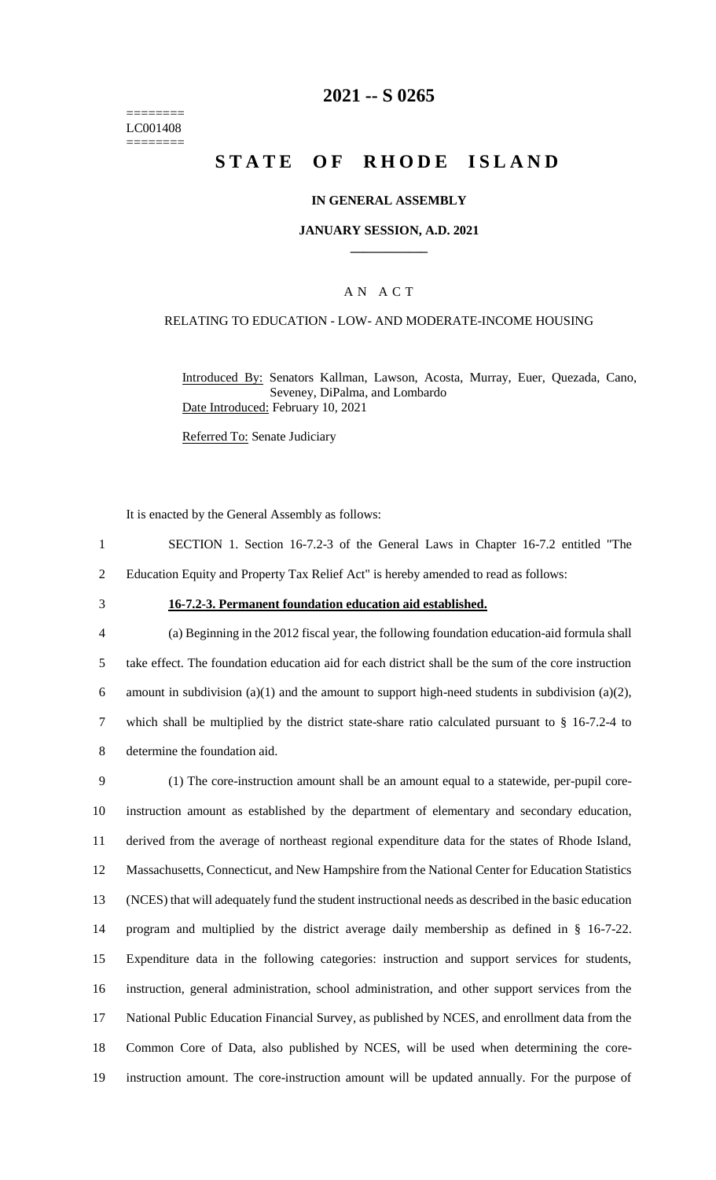========
LC001408
========

# 2021 -- S 0265

# STATE OF RHODE ISLAND

### IN GENERAL ASSEMBLY

### JANUARY SESSION, A.D. 2021

## A N A C T

RELATING TO EDUCATION - LOW- AND MODERATE-INCOME HOUSING

Introduced By: Senators Kallman, Lawson, Acosta, Murray, Euer, Quezada, Cano, Seveney, DiPalma, and Lombardo

Date Introduced: February 10, 2021

Referred To: Senate Judiciary

It is enacted by the General Assembly as follows:

1 SECTION 1. Section 16-7.2-3 of the General Laws in Chapter 16-7.2 entitled "The
2 Education Equity and Property Tax Relief Act" is hereby amended to read as follows:

3 **16-7.2-3. Permanent foundation education aid established.**

4 (a) Beginning in the 2012 fiscal year, the following foundation education-aid formula shall
5 take effect. The foundation education aid for each district shall be the sum of the core instruction
6 amount in subdivision (a)(1) and the amount to support high-need students in subdivision (a)(2),
7 which shall be multiplied by the district state-share ratio calculated pursuant to § 16-7.2-4 to
8 determine the foundation aid.

9 (1) The core-instruction amount shall be an amount equal to a statewide, per-pupil core-
10 instruction amount as established by the department of elementary and secondary education,
11 derived from the average of northeast regional expenditure data for the states of Rhode Island,
12 Massachusetts, Connecticut, and New Hampshire from the National Center for Education Statistics
13 (NCES) that will adequately fund the student instructional needs as described in the basic education
14 program and multiplied by the district average daily membership as defined in § 16-7-22.
15 Expenditure data in the following categories: instruction and support services for students,
16 instruction, general administration, school administration, and other support services from the
17 National Public Education Financial Survey, as published by NCES, and enrollment data from the
18 Common Core of Data, also published by NCES, will be used when determining the core-
19 instruction amount. The core-instruction amount will be updated annually. For the purpose of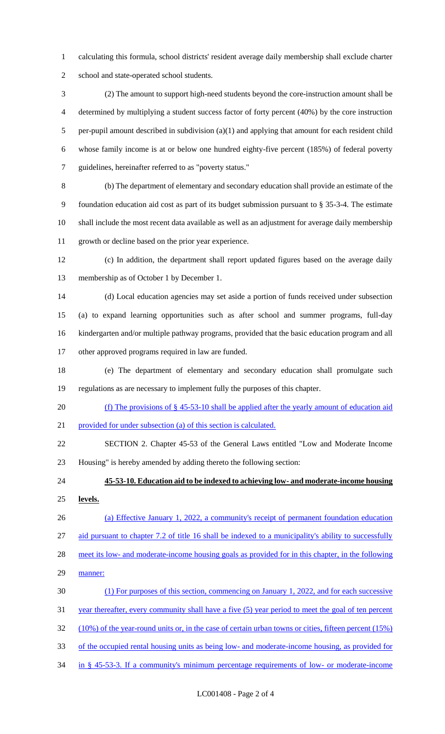calculating this formula, school districts' resident average daily membership shall exclude charter school and state-operated school students.

(2) The amount to support high-need students beyond the core-instruction amount shall be determined by multiplying a student success factor of forty percent (40%) by the core instruction per-pupil amount described in subdivision (a)(1) and applying that amount for each resident child whose family income is at or below one hundred eighty-five percent (185%) of federal poverty guidelines, hereinafter referred to as "poverty status."

(b) The department of elementary and secondary education shall provide an estimate of the foundation education aid cost as part of its budget submission pursuant to § 35-3-4. The estimate shall include the most recent data available as well as an adjustment for average daily membership growth or decline based on the prior year experience.

(c) In addition, the department shall report updated figures based on the average daily membership as of October 1 by December 1.

(d) Local education agencies may set aside a portion of funds received under subsection (a) to expand learning opportunities such as after school and summer programs, full-day kindergarten and/or multiple pathway programs, provided that the basic education program and all other approved programs required in law are funded.

(e) The department of elementary and secondary education shall promulgate such regulations as are necessary to implement fully the purposes of this chapter.

(f) The provisions of § 45-53-10 shall be applied after the yearly amount of education aid provided for under subsection (a) of this section is calculated.

SECTION 2. Chapter 45-53 of the General Laws entitled "Low and Moderate Income Housing" is hereby amended by adding thereto the following section:

**45-53-10. Education aid to be indexed to achieving low- and moderate-income housing levels.**

(a) Effective January 1, 2022, a community's receipt of permanent foundation education aid pursuant to chapter 7.2 of title 16 shall be indexed to a municipality's ability to successfully meet its low- and moderate-income housing goals as provided for in this chapter, in the following manner:

(1) For purposes of this section, commencing on January 1, 2022, and for each successive year thereafter, every community shall have a five (5) year period to meet the goal of ten percent (10%) of the year-round units or, in the case of certain urban towns or cities, fifteen percent (15%) of the occupied rental housing units as being low- and moderate-income housing, as provided for in § 45-53-3. If a community's minimum percentage requirements of low- or moderate-income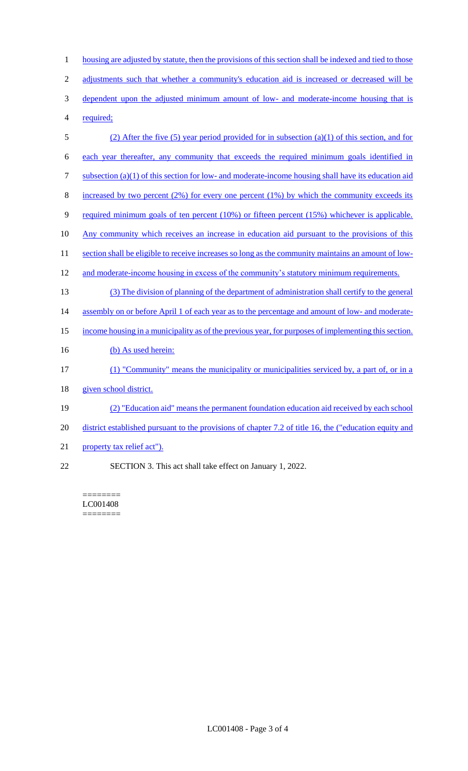housing are adjusted by statute, then the provisions of this section shall be indexed and tied to those adjustments such that whether a community's education aid is increased or decreased will be dependent upon the adjusted minimum amount of low- and moderate-income housing that is required;

(2) After the five (5) year period provided for in subsection (a)(1) of this section, and for each year thereafter, any community that exceeds the required minimum goals identified in subsection (a)(1) of this section for low- and moderate-income housing shall have its education aid increased by two percent (2%) for every one percent (1%) by which the community exceeds its required minimum goals of ten percent (10%) or fifteen percent (15%) whichever is applicable. Any community which receives an increase in education aid pursuant to the provisions of this section shall be eligible to receive increases so long as the community maintains an amount of low- and moderate-income housing in excess of the community's statutory minimum requirements.

(3) The division of planning of the department of administration shall certify to the general assembly on or before April 1 of each year as to the percentage and amount of low- and moderate-income housing in a municipality as of the previous year, for purposes of implementing this section.

(b) As used herein:

(1) "Community" means the municipality or municipalities serviced by, a part of, or in a given school district.

(2) "Education aid" means the permanent foundation education aid received by each school district established pursuant to the provisions of chapter 7.2 of title 16, the ("education equity and property tax relief act").

SECTION 3. This act shall take effect on January 1, 2022.

========
LC001408
========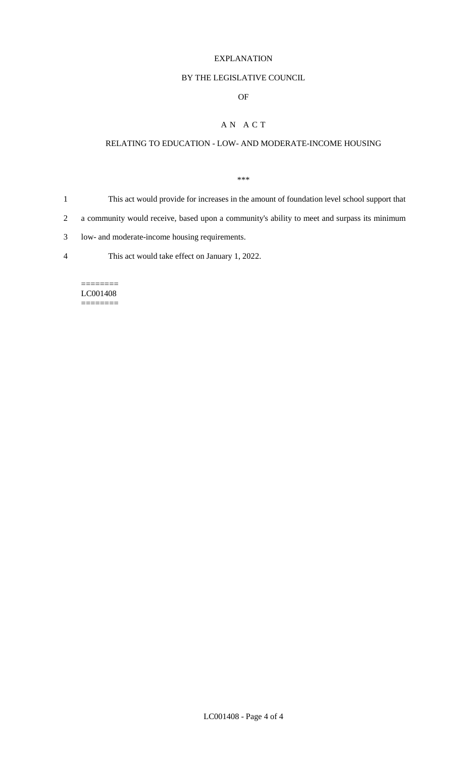EXPLANATION

BY THE LEGISLATIVE COUNCIL

OF

A N A C T

RELATING TO EDUCATION - LOW- AND MODERATE-INCOME HOUSING

\*\*\*

1 This act would provide for increases in the amount of foundation level school support that
2 a community would receive, based upon a community's ability to meet and surpass its minimum
3 low- and moderate-income housing requirements.
4 This act would take effect on January 1, 2022.

========
LC001408
========